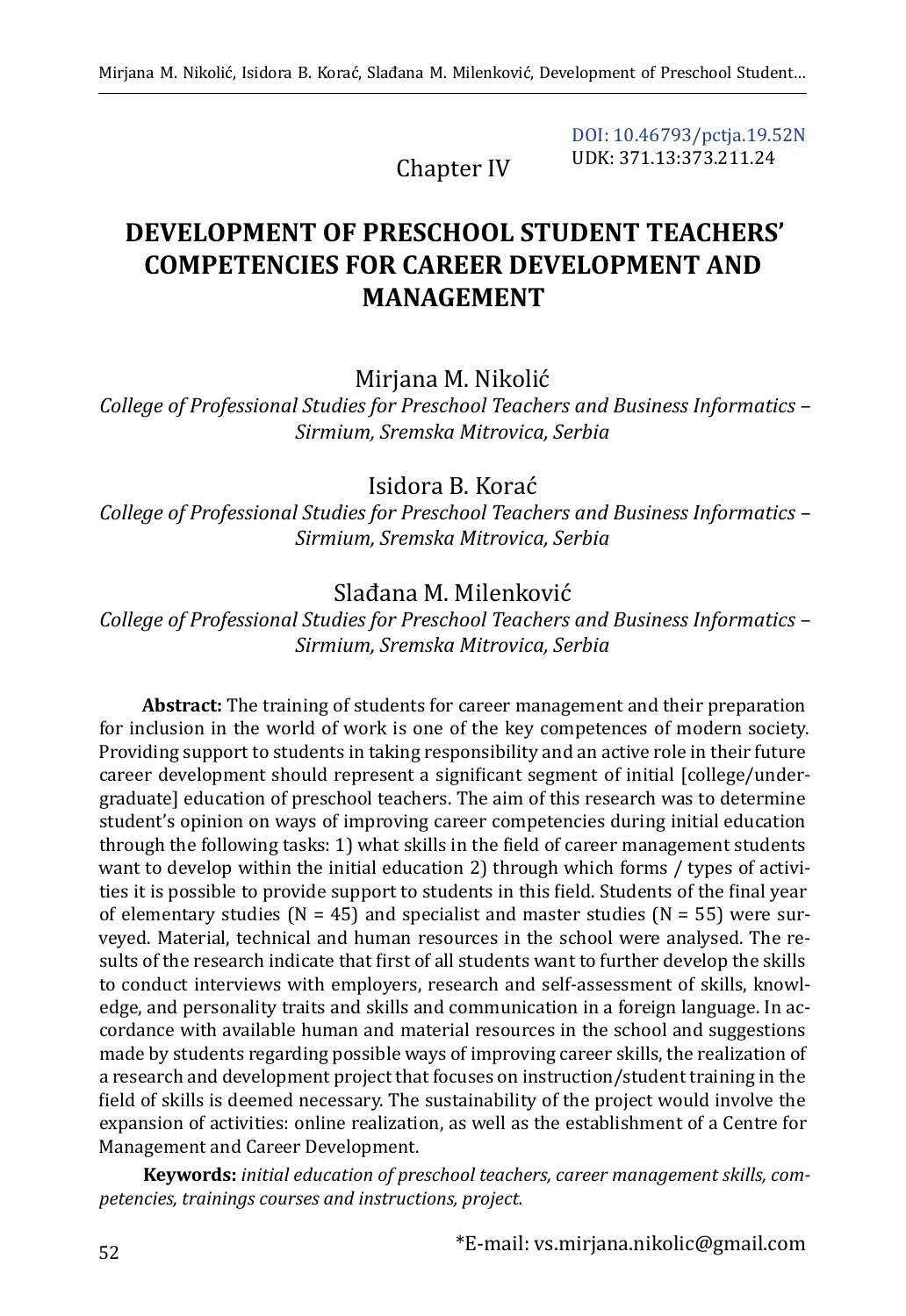DOI: 10.46793/pctja.19.52N
UDK: 371.13:373.211.24

Chapter IV

# DEVELOPMENT OF PRESCHOOL STUDENT TEACHERS' COMPETENCIES FOR CAREER DEVELOPMENT AND MANAGEMENT

Mirjana M. Nikolić
*College of Professional Studies for Preschool Teachers and Business Informatics – Sirmium, Sremska Mitrovica, Serbia*

Isidora B. Korać
*College of Professional Studies for Preschool Teachers and Business Informatics – Sirmium, Sremska Mitrovica, Serbia*

Slađana M. Milenković
*College of Professional Studies for Preschool Teachers and Business Informatics – Sirmium, Sremska Mitrovica, Serbia*

**Abstract:** The training of students for career management and their preparation for inclusion in the world of work is one of the key competences of modern society. Providing support to students in taking responsibility and an active role in their future career development should represent a significant segment of initial [college/undergraduate] education of preschool teachers. The aim of this research was to determine student's opinion on ways of improving career competencies during initial education through the following tasks: 1) what skills in the field of career management students want to develop within the initial education 2) through which forms / types of activities it is possible to provide support to students in this field. Students of the final year of elementary studies (N = 45) and specialist and master studies (N = 55) were surveyed. Material, technical and human resources in the school were analysed. The results of the research indicate that first of all students want to further develop the skills to conduct interviews with employers, research and self-assessment of skills, knowledge, and personality traits and skills and communication in a foreign language. In accordance with available human and material resources in the school and suggestions made by students regarding possible ways of improving career skills, the realization of a research and development project that focuses on instruction/student training in the field of skills is deemed necessary. The sustainability of the project would involve the expansion of activities: online realization, as well as the establishment of a Centre for Management and Career Development.

**Keywords:** *initial education of preschool teachers, career management skills, competencies, trainings courses and instructions, project.*

*E-mail: vs.mirjana.nikolic@gmail.com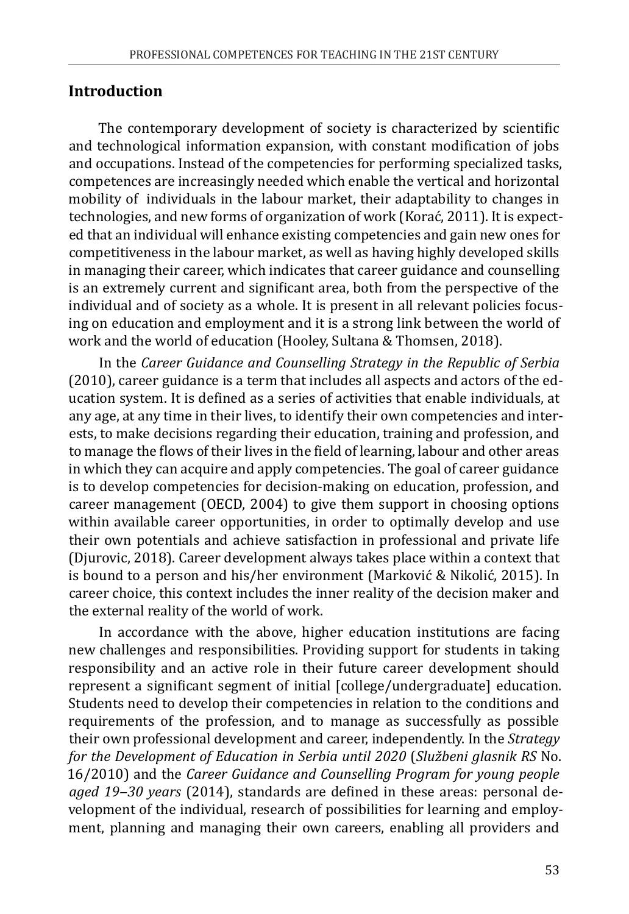## Introduction

The contemporary development of society is characterized by scientific and technological information expansion, with constant modification of jobs and occupations. Instead of the competencies for performing specialized tasks, competences are increasingly needed which enable the vertical and horizontal mobility of individuals in the labour market, their adaptability to changes in technologies, and new forms of organization of work (Korać, 2011). It is expected that an individual will enhance existing competencies and gain new ones for competitiveness in the labour market, as well as having highly developed skills in managing their career, which indicates that career guidance and counselling is an extremely current and significant area, both from the perspective of the individual and of society as a whole. It is present in all relevant policies focusing on education and employment and it is a strong link between the world of work and the world of education (Hooley, Sultana & Thomsen, 2018).

In the *Career Guidance and Counselling Strategy in the Republic of Serbia* (2010), career guidance is a term that includes all aspects and actors of the education system. It is defined as a series of activities that enable individuals, at any age, at any time in their lives, to identify their own competencies and interests, to make decisions regarding their education, training and profession, and to manage the flows of their lives in the field of learning, labour and other areas in which they can acquire and apply competencies. The goal of career guidance is to develop competencies for decision-making on education, profession, and career management (OECD, 2004) to give them support in choosing options within available career opportunities, in order to optimally develop and use their own potentials and achieve satisfaction in professional and private life (Djurovic, 2018). Career development always takes place within a context that is bound to a person and his/her environment (Marković & Nikolić, 2015). In career choice, this context includes the inner reality of the decision maker and the external reality of the world of work.

In accordance with the above, higher education institutions are facing new challenges and responsibilities. Providing support for students in taking responsibility and an active role in their future career development should represent a significant segment of initial [college/undergraduate] education. Students need to develop their competencies in relation to the conditions and requirements of the profession, and to manage as successfully as possible their own professional development and career, independently. In the *Strategy for the Development of Education in Serbia until 2020* (*Službeni glasnik RS* No. 16/2010) and the *Career Guidance and Counselling Program for young people aged 19–30 years* (2014), standards are defined in these areas: personal development of the individual, research of possibilities for learning and employment, planning and managing their own careers, enabling all providers and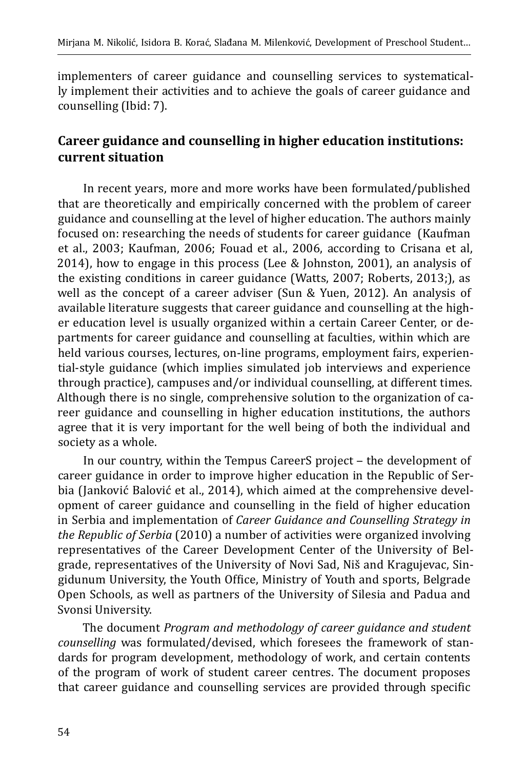implementers of career guidance and counselling services to systematically implement their activities and to achieve the goals of career guidance and counselling (Ibid: 7).

## Career guidance and counselling in higher education institutions: current situation

In recent years, more and more works have been formulated/published that are theoretically and empirically concerned with the problem of career guidance and counselling at the level of higher education. The authors mainly focused on: researching the needs of students for career guidance (Kaufman et al., 2003; Kaufman, 2006; Fouad et al., 2006, according to Crisana et al, 2014), how to engage in this process (Lee & Johnston, 2001), an analysis of the existing conditions in career guidance (Watts, 2007; Roberts, 2013;), as well as the concept of a career adviser (Sun & Yuen, 2012). An analysis of available literature suggests that career guidance and counselling at the higher education level is usually organized within a certain Career Center, or departments for career guidance and counselling at faculties, within which are held various courses, lectures, on-line programs, employment fairs, experiential-style guidance (which implies simulated job interviews and experience through practice), campuses and/or individual counselling, at different times. Although there is no single, comprehensive solution to the organization of career guidance and counselling in higher education institutions, the authors agree that it is very important for the well being of both the individual and society as a whole.

In our country, within the Tempus CareerS project – the development of career guidance in order to improve higher education in the Republic of Serbia (Janković Balović et al., 2014), which aimed at the comprehensive development of career guidance and counselling in the field of higher education in Serbia and implementation of *Career Guidance and Counselling Strategy in the Republic of Serbia* (2010) a number of activities were organized involving representatives of the Career Development Center of the University of Belgrade, representatives of the University of Novi Sad, Niš and Kragujevac, Singidunum University, the Youth Office, Ministry of Youth and sports, Belgrade Open Schools, as well as partners of the University of Silesia and Padua and Svonsi University.

The document *Program and methodology of career guidance and student counselling* was formulated/devised, which foresees the framework of standards for program development, methodology of work, and certain contents of the program of work of student career centres. The document proposes that career guidance and counselling services are provided through specific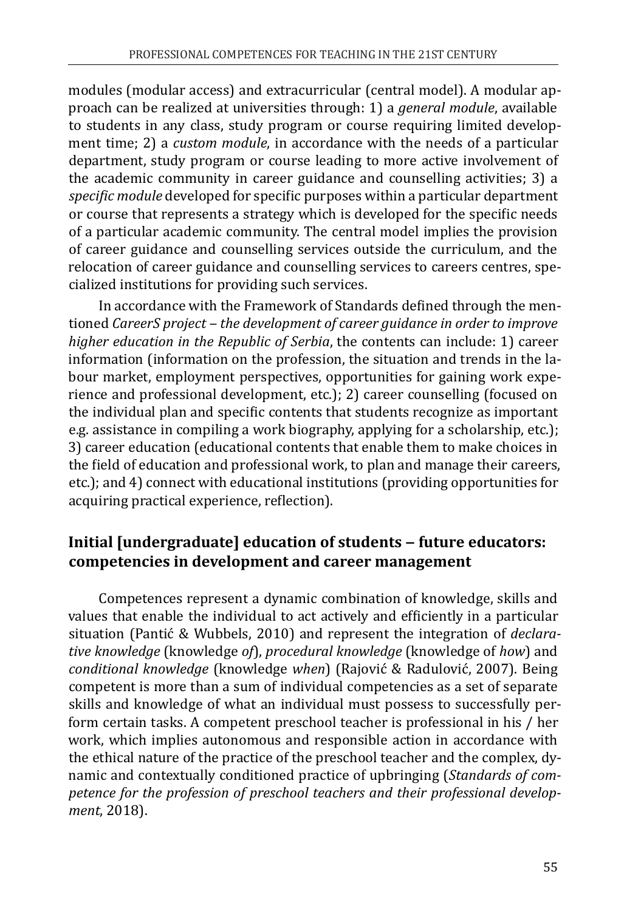modules (modular access) and extracurricular (central model). A modular approach can be realized at universities through: 1) a *general module*, available to students in any class, study program or course requiring limited development time; 2) a *custom module*, in accordance with the needs of a particular department, study program or course leading to more active involvement of the academic community in career guidance and counselling activities; 3) a *specific module* developed for specific purposes within a particular department or course that represents a strategy which is developed for the specific needs of a particular academic community. The central model implies the provision of career guidance and counselling services outside the curriculum, and the relocation of career guidance and counselling services to careers centres, specialized institutions for providing such services.

In accordance with the Framework of Standards defined through the mentioned *CareerS project – the development of career guidance in order to improve higher education in the Republic of Serbia*, the contents can include: 1) career information (information on the profession, the situation and trends in the labour market, employment perspectives, opportunities for gaining work experience and professional development, etc.); 2) career counselling (focused on the individual plan and specific contents that students recognize as important e.g. assistance in compiling a work biography, applying for a scholarship, etc.); 3) career education (educational contents that enable them to make choices in the field of education and professional work, to plan and manage their careers, etc.); and 4) connect with educational institutions (providing opportunities for acquiring practical experience, reflection).

## Initial [undergraduate] education of students – future educators: competencies in development and career management

Competences represent a dynamic combination of knowledge, skills and values that enable the individual to act actively and efficiently in a particular situation (Pantić & Wubbels, 2010) and represent the integration of *declarative knowledge* (knowledge *of*), *procedural knowledge* (knowledge of *how*) and *conditional knowledge* (knowledge *when*) (Rajović & Radulović, 2007). Being competent is more than a sum of individual competencies as a set of separate skills and knowledge of what an individual must possess to successfully perform certain tasks. A competent preschool teacher is professional in his / her work, which implies autonomous and responsible action in accordance with the ethical nature of the practice of the preschool teacher and the complex, dynamic and contextually conditioned practice of upbringing (*Standards of competence for the profession of preschool teachers and their professional development*, 2018).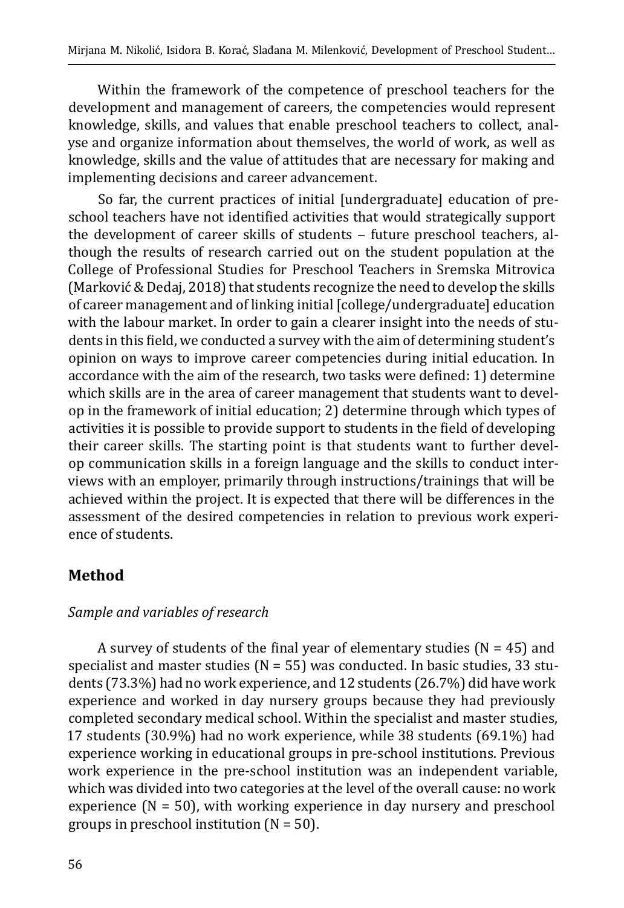Within the framework of the competence of preschool teachers for the development and management of careers, the competencies would represent knowledge, skills, and values that enable preschool teachers to collect, analyse and organize information about themselves, the world of work, as well as knowledge, skills and the value of attitudes that are necessary for making and implementing decisions and career advancement.

So far, the current practices of initial [undergraduate] education of preschool teachers have not identified activities that would strategically support the development of career skills of students – future preschool teachers, although the results of research carried out on the student population at the College of Professional Studies for Preschool Teachers in Sremska Mitrovica (Marković & Dedaj, 2018) that students recognize the need to develop the skills of career management and of linking initial [college/undergraduate] education with the labour market. In order to gain a clearer insight into the needs of students in this field, we conducted a survey with the aim of determining student's opinion on ways to improve career competencies during initial education. In accordance with the aim of the research, two tasks were defined: 1) determine which skills are in the area of career management that students want to develop in the framework of initial education; 2) determine through which types of activities it is possible to provide support to students in the field of developing their career skills. The starting point is that students want to further develop communication skills in a foreign language and the skills to conduct interviews with an employer, primarily through instructions/trainings that will be achieved within the project. It is expected that there will be differences in the assessment of the desired competencies in relation to previous work experience of students.

## Method

*Sample and variables of research*

A survey of students of the final year of elementary studies (N = 45) and specialist and master studies (N = 55) was conducted. In basic studies, 33 students (73.3%) had no work experience, and 12 students (26.7%) did have work experience and worked in day nursery groups because they had previously completed secondary medical school. Within the specialist and master studies, 17 students (30.9%) had no work experience, while 38 students (69.1%) had experience working in educational groups in pre-school institutions. Previous work experience in the pre-school institution was an independent variable, which was divided into two categories at the level of the overall cause: no work experience (N = 50), with working experience in day nursery and preschool groups in preschool institution (N = 50).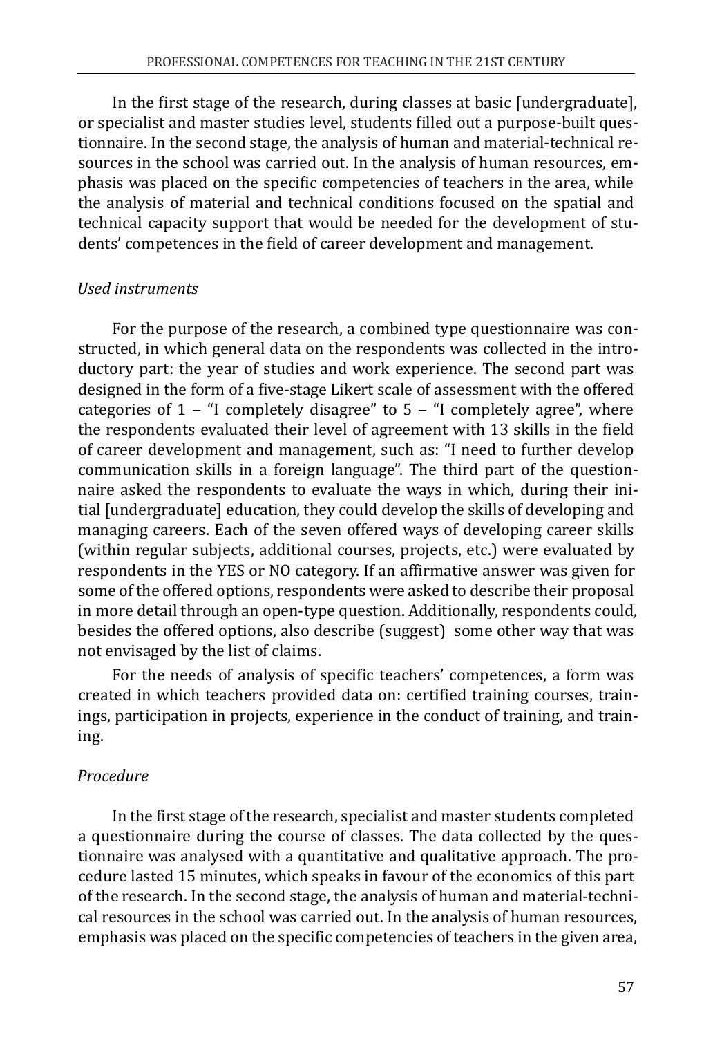In the first stage of the research, during classes at basic [undergraduate], or specialist and master studies level, students filled out a purpose-built questionnaire. In the second stage, the analysis of human and material-technical resources in the school was carried out. In the analysis of human resources, emphasis was placed on the specific competencies of teachers in the area, while the analysis of material and technical conditions focused on the spatial and technical capacity support that would be needed for the development of students' competences in the field of career development and management.

*Used instruments*

For the purpose of the research, a combined type questionnaire was constructed, in which general data on the respondents was collected in the introductory part: the year of studies and work experience. The second part was designed in the form of a five-stage Likert scale of assessment with the offered categories of 1 – "I completely disagree" to 5 – "I completely agree", where the respondents evaluated their level of agreement with 13 skills in the field of career development and management, such as: "I need to further develop communication skills in a foreign language". The third part of the questionnaire asked the respondents to evaluate the ways in which, during their initial [undergraduate] education, they could develop the skills of developing and managing careers. Each of the seven offered ways of developing career skills (within regular subjects, additional courses, projects, etc.) were evaluated by respondents in the YES or NO category. If an affirmative answer was given for some of the offered options, respondents were asked to describe their proposal in more detail through an open-type question. Additionally, respondents could, besides the offered options, also describe (suggest) some other way that was not envisaged by the list of claims.

For the needs of analysis of specific teachers' competences, a form was created in which teachers provided data on: certified training courses, trainings, participation in projects, experience in the conduct of training, and training.

*Procedure*

In the first stage of the research, specialist and master students completed a questionnaire during the course of classes. The data collected by the questionnaire was analysed with a quantitative and qualitative approach. The procedure lasted 15 minutes, which speaks in favour of the economics of this part of the research. In the second stage, the analysis of human and material-technical resources in the school was carried out. In the analysis of human resources, emphasis was placed on the specific competencies of teachers in the given area,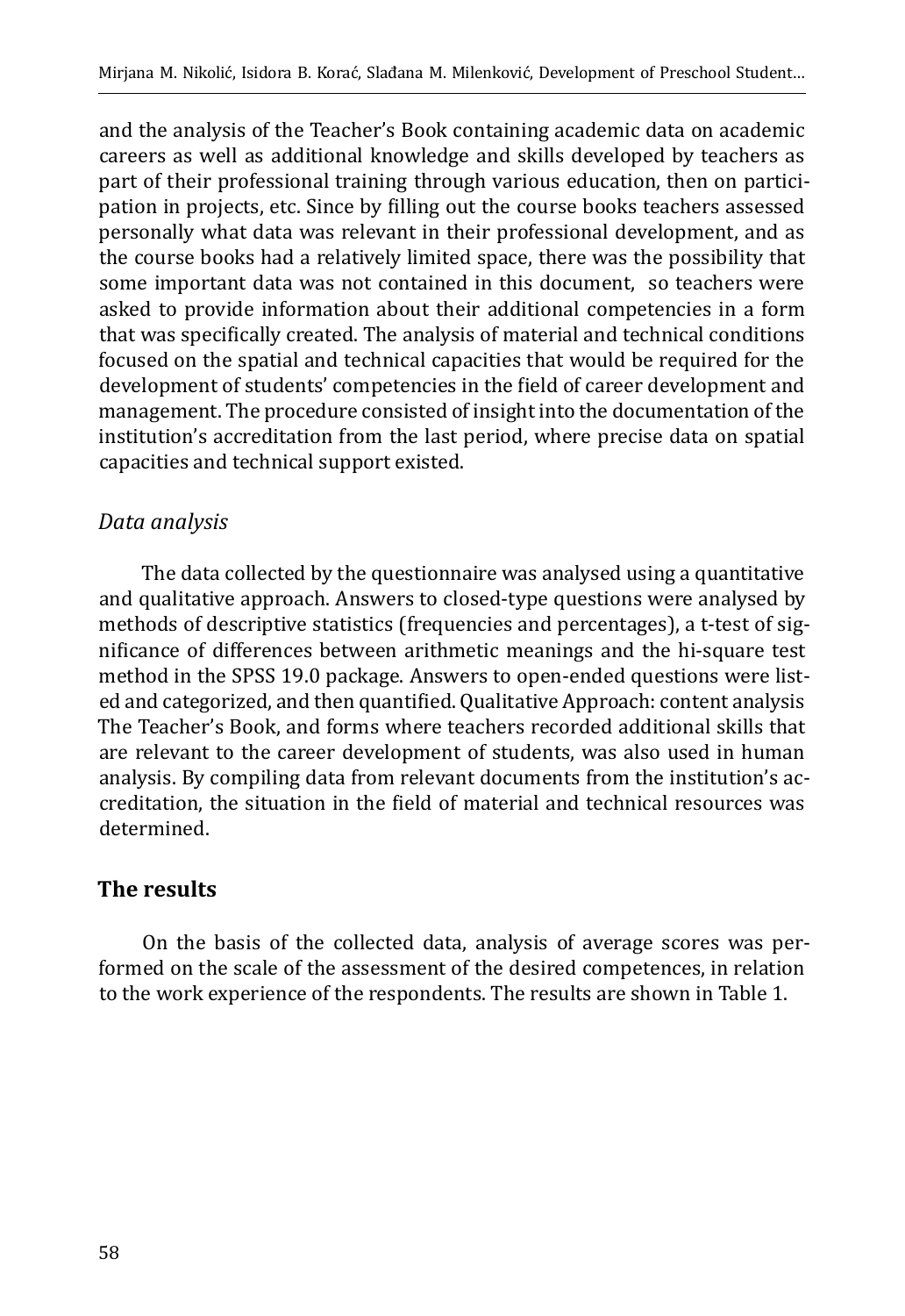and the analysis of the Teacher's Book containing academic data on academic careers as well as additional knowledge and skills developed by teachers as part of their professional training through various education, then on participation in projects, etc. Since by filling out the course books teachers assessed personally what data was relevant in their professional development, and as the course books had a relatively limited space, there was the possibility that some important data was not contained in this document, so teachers were asked to provide information about their additional competencies in a form that was specifically created. The analysis of material and technical conditions focused on the spatial and technical capacities that would be required for the development of students' competencies in the field of career development and management. The procedure consisted of insight into the documentation of the institution's accreditation from the last period, where precise data on spatial capacities and technical support existed.

### *Data analysis*

The data collected by the questionnaire was analysed using a quantitative and qualitative approach. Answers to closed-type questions were analysed by methods of descriptive statistics (frequencies and percentages), a t-test of significance of differences between arithmetic meanings and the hi-square test method in the SPSS 19.0 package. Answers to open-ended questions were listed and categorized, and then quantified. Qualitative Approach: content analysis The Teacher's Book, and forms where teachers recorded additional skills that are relevant to the career development of students, was also used in human analysis. By compiling data from relevant documents from the institution's accreditation, the situation in the field of material and technical resources was determined.

## The results

On the basis of the collected data, analysis of average scores was performed on the scale of the assessment of the desired competences, in relation to the work experience of the respondents. The results are shown in Table 1.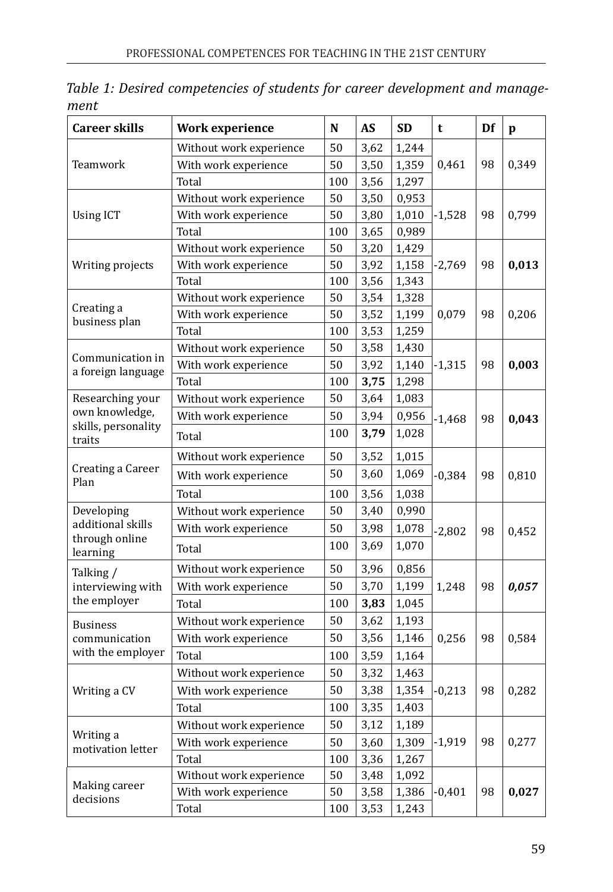*Table 1: Desired competencies of students for career development and management*

| Career skills | Work experience | N | AS | SD | t | Df | p |
|---|---|---|---|---|---|---|---|
| Teamwork | Without work experience | 50 | 3,62 | 1,244 | 0,461 | 98 | 0,349 |
| | With work experience | 50 | 3,50 | 1,359 | | | |
| | Total | 100 | 3,56 | 1,297 | | | |
| Using ICT | Without work experience | 50 | 3,50 | 0,953 | -1,528 | 98 | 0,799 |
| | With work experience | 50 | 3,80 | 1,010 | | | |
| | Total | 100 | 3,65 | 0,989 | | | |
| Writing projects | Without work experience | 50 | 3,20 | 1,429 | -2,769 | 98 | **0,013** |
| | With work experience | 50 | 3,92 | 1,158 | | | |
| | Total | 100 | 3,56 | 1,343 | | | |
| Creating a business plan | Without work experience | 50 | 3,54 | 1,328 | 0,079 | 98 | 0,206 |
| | With work experience | 50 | 3,52 | 1,199 | | | |
| | Total | 100 | 3,53 | 1,259 | | | |
| Communication in a foreign language | Without work experience | 50 | 3,58 | 1,430 | -1,315 | 98 | **0,003** |
| | With work experience | 50 | 3,92 | 1,140 | | | |
| | Total | 100 | **3,75** | 1,298 | | | |
| Researching your own knowledge, skills, personality traits | Without work experience | 50 | 3,64 | 1,083 | -1,468 | 98 | **0,043** |
| | With work experience | 50 | 3,94 | 0,956 | | | |
| | Total | 100 | **3,79** | 1,028 | | | |
| Creating a Career Plan | Without work experience | 50 | 3,52 | 1,015 | -0,384 | 98 | 0,810 |
| | With work experience | 50 | 3,60 | 1,069 | | | |
| | Total | 100 | 3,56 | 1,038 | | | |
| Developing additional skills through online learning | Without work experience | 50 | 3,40 | 0,990 | -2,802 | 98 | 0,452 |
| | With work experience | 50 | 3,98 | 1,078 | | | |
| | Total | 100 | 3,69 | 1,070 | | | |
| Talking / interviewing with the employer | Without work experience | 50 | 3,96 | 0,856 | 1,248 | 98 | ***0,057*** |
| | With work experience | 50 | 3,70 | 1,199 | | | |
| | Total | 100 | **3,83** | 1,045 | | | |
| Business communication with the employer | Without work experience | 50 | 3,62 | 1,193 | 0,256 | 98 | 0,584 |
| | With work experience | 50 | 3,56 | 1,146 | | | |
| | Total | 100 | 3,59 | 1,164 | | | |
| Writing a CV | Without work experience | 50 | 3,32 | 1,463 | -0,213 | 98 | 0,282 |
| | With work experience | 50 | 3,38 | 1,354 | | | |
| | Total | 100 | 3,35 | 1,403 | | | |
| Writing a motivation letter | Without work experience | 50 | 3,12 | 1,189 | -1,919 | 98 | 0,277 |
| | With work experience | 50 | 3,60 | 1,309 | | | |
| | Total | 100 | 3,36 | 1,267 | | | |
| Making career decisions | Without work experience | 50 | 3,48 | 1,092 | -0,401 | 98 | **0,027** |
| | With work experience | 50 | 3,58 | 1,386 | | | |
| | Total | 100 | 3,53 | 1,243 | | | |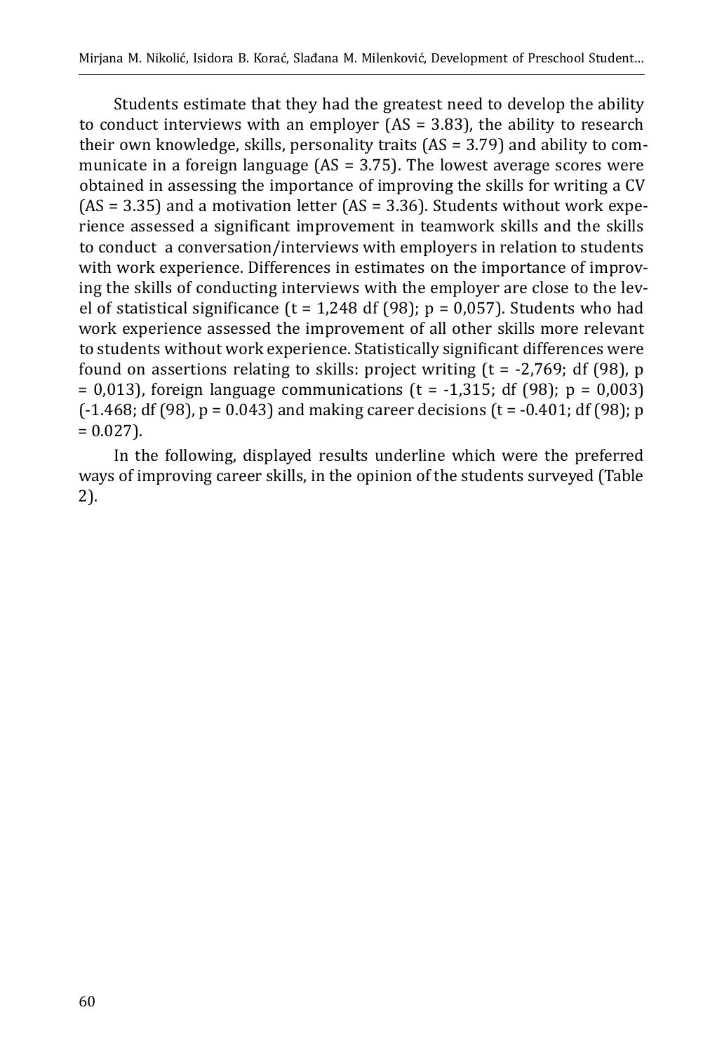Students estimate that they had the greatest need to develop the ability to conduct interviews with an employer (AS = 3.83), the ability to research their own knowledge, skills, personality traits (AS = 3.79) and ability to communicate in a foreign language (AS = 3.75). The lowest average scores were obtained in assessing the importance of improving the skills for writing a CV (AS = 3.35) and a motivation letter (AS = 3.36). Students without work experience assessed a significant improvement in teamwork skills and the skills to conduct a conversation/interviews with employers in relation to students with work experience. Differences in estimates on the importance of improving the skills of conducting interviews with the employer are close to the level of statistical significance ($t = 1{,}248$ df (98); $p = 0{,}057$). Students who had work experience assessed the improvement of all other skills more relevant to students without work experience. Statistically significant differences were found on assertions relating to skills: project writing ($t = -2{,}769$; df (98), $p = 0{,}013$), foreign language communications ($t = -1{,}315$; df (98); $p = 0{,}003$) (-1.468; df (98), $p = 0.043$) and making career decisions ($t = -0.401$; df (98); $p = 0.027$).

In the following, displayed results underline which were the preferred ways of improving career skills, in the opinion of the students surveyed (Table 2).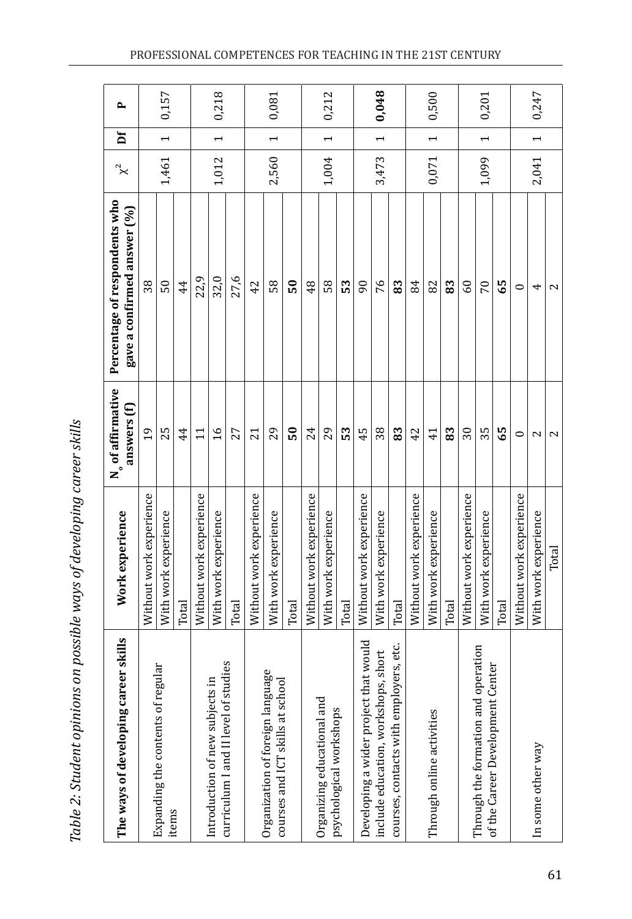*Table 2: Student opinions on possible ways of developing career skills*

| The ways of developing career skills | Work experience | $N_o$ of affirmative answers (f) | Percentage of respondents who gave a confirmed answer (%) | $\chi^2$ | Df | P |
|---|---|---|---|---|---|---|
| Expanding the contents of regular items | Without work experience | 19 | 38 | 1,461 | 1 | 0,157 |
| | With work experience | 25 | 50 | | | |
| | Total | 44 | 44 | | | |
| Introduction of new subjects in curriculum I and II level of studies | Without work experience | 11 | 22,9 | 1,012 | 1 | 0,218 |
| | With work experience | 16 | 32,0 | | | |
| | Total | 27 | 27,6 | | | |
| Organization of foreign language courses and ICT skills at school | Without work experience | 21 | 42 | 2,560 | 1 | 0,081 |
| | With work experience | 29 | 58 | | | |
| | Total | **50** | **50** | | | |
| Organizing educational and psychological workshops | Without work experience | 24 | 48 | 1,004 | 1 | 0,212 |
| | With work experience | 29 | 58 | | | |
| | Total | **53** | **53** | | | |
| Developing a wider project that would include education, workshops, short courses, contacts with employers, etc. | Without work experience | 45 | 90 | 3,473 | 1 | **0,048** |
| | With work experience | 38 | 76 | | | |
| | Total | **83** | **83** | | | |
| Through online activities | Without work experience | 42 | 84 | 0,071 | 1 | 0,500 |
| | With work experience | 41 | 82 | | | |
| | Total | **83** | **83** | | | |
| Through the formation and operation of the Career Development Center | Without work experience | 30 | 60 | 1,099 | 1 | 0,201 |
| | With work experience | 35 | 70 | | | |
| | Total | **65** | **65** | | | |
| In some other way | Without work experience | 0 | 0 | 2,041 | 1 | 0,247 |
| | With work experience | 2 | 4 | | | |
| | Total | 2 | 2 | | | |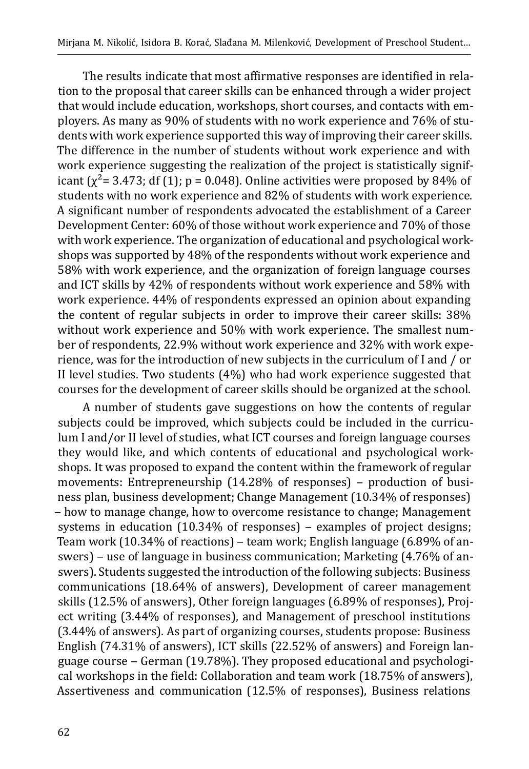The results indicate that most affirmative responses are identified in relation to the proposal that career skills can be enhanced through a wider project that would include education, workshops, short courses, and contacts with employers. As many as 90% of students with no work experience and 76% of students with work experience supported this way of improving their career skills. The difference in the number of students without work experience and with work experience suggesting the realization of the project is statistically significant ($\chi^2$= 3.473; df (1); p = 0.048). Online activities were proposed by 84% of students with no work experience and 82% of students with work experience. A significant number of respondents advocated the establishment of a Career Development Center: 60% of those without work experience and 70% of those with work experience. The organization of educational and psychological workshops was supported by 48% of the respondents without work experience and 58% with work experience, and the organization of foreign language courses and ICT skills by 42% of respondents without work experience and 58% with work experience. 44% of respondents expressed an opinion about expanding the content of regular subjects in order to improve their career skills: 38% without work experience and 50% with work experience. The smallest number of respondents, 22.9% without work experience and 32% with work experience, was for the introduction of new subjects in the curriculum of I and / or II level studies. Two students (4%) who had work experience suggested that courses for the development of career skills should be organized at the school.

A number of students gave suggestions on how the contents of regular subjects could be improved, which subjects could be included in the curriculum I and/or II level of studies, what ICT courses and foreign language courses they would like, and which contents of educational and psychological workshops. It was proposed to expand the content within the framework of regular movements: Entrepreneurship (14.28% of responses) – production of business plan, business development; Change Management (10.34% of responses) – how to manage change, how to overcome resistance to change; Management systems in education (10.34% of responses) – examples of project designs; Team work (10.34% of reactions) – team work; English language (6.89% of answers) – use of language in business communication; Marketing (4.76% of answers). Students suggested the introduction of the following subjects: Business communications (18.64% of answers), Development of career management skills (12.5% of answers), Other foreign languages (6.89% of responses), Project writing (3.44% of responses), and Management of preschool institutions (3.44% of answers). As part of organizing courses, students propose: Business English (74.31% of answers), ICT skills (22.52% of answers) and Foreign language course – German (19.78%). They proposed educational and psychological workshops in the field: Collaboration and team work (18.75% of answers), Assertiveness and communication (12.5% of responses), Business relations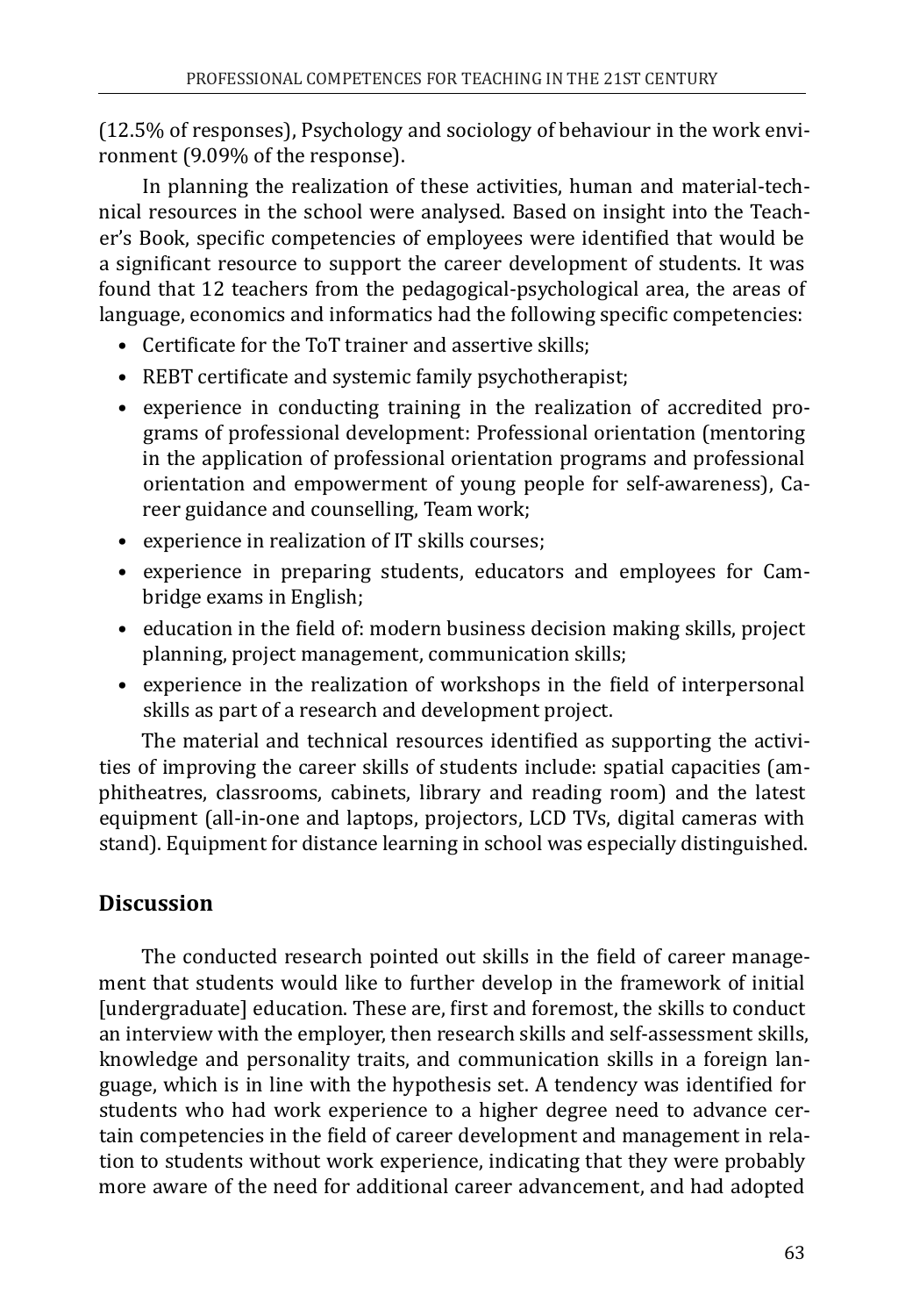(12.5% of responses), Psychology and sociology of behaviour in the work environment (9.09% of the response).

In planning the realization of these activities, human and material-technical resources in the school were analysed. Based on insight into the Teacher's Book, specific competencies of employees were identified that would be a significant resource to support the career development of students. It was found that 12 teachers from the pedagogical-psychological area, the areas of language, economics and informatics had the following specific competencies:

- Certificate for the ToT trainer and assertive skills;
- REBT certificate and systemic family psychotherapist;
- experience in conducting training in the realization of accredited programs of professional development: Professional orientation (mentoring in the application of professional orientation programs and professional orientation and empowerment of young people for self-awareness), Career guidance and counselling, Team work;
- experience in realization of IT skills courses;
- experience in preparing students, educators and employees for Cambridge exams in English;
- education in the field of: modern business decision making skills, project planning, project management, communication skills;
- experience in the realization of workshops in the field of interpersonal skills as part of a research and development project.

The material and technical resources identified as supporting the activities of improving the career skills of students include: spatial capacities (amphitheatres, classrooms, cabinets, library and reading room) and the latest equipment (all-in-one and laptops, projectors, LCD TVs, digital cameras with stand). Equipment for distance learning in school was especially distinguished.

## Discussion

The conducted research pointed out skills in the field of career management that students would like to further develop in the framework of initial [undergraduate] education. These are, first and foremost, the skills to conduct an interview with the employer, then research skills and self-assessment skills, knowledge and personality traits, and communication skills in a foreign language, which is in line with the hypothesis set. A tendency was identified for students who had work experience to a higher degree need to advance certain competencies in the field of career development and management in relation to students without work experience, indicating that they were probably more aware of the need for additional career advancement, and had adopted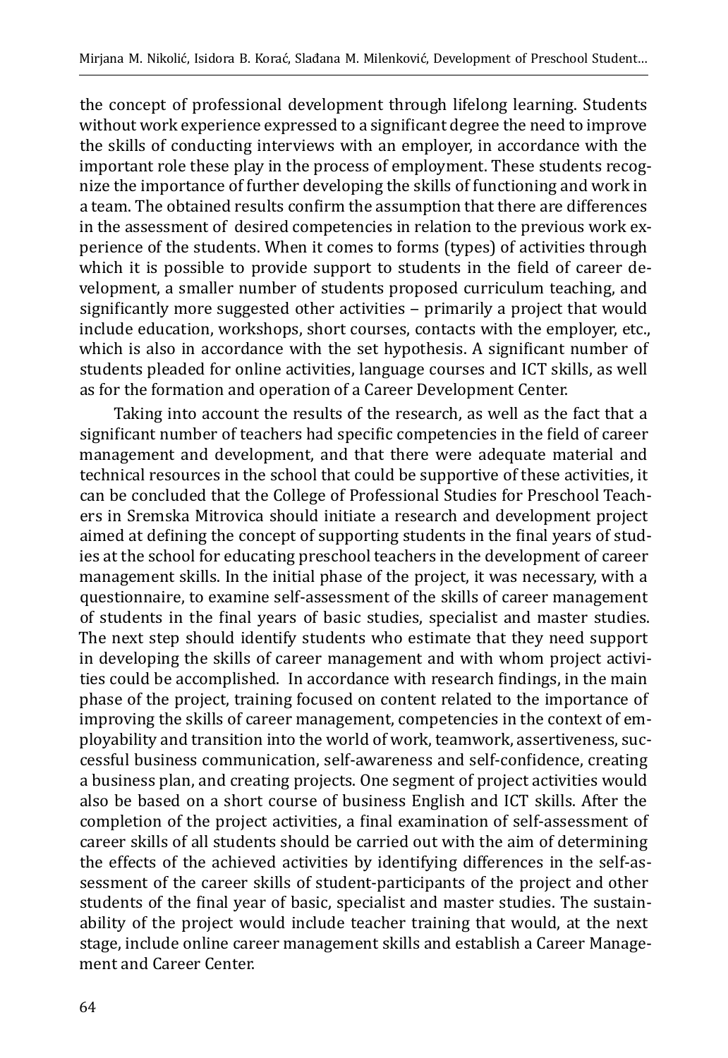the concept of professional development through lifelong learning. Students without work experience expressed to a significant degree the need to improve the skills of conducting interviews with an employer, in accordance with the important role these play in the process of employment. These students recognize the importance of further developing the skills of functioning and work in a team. The obtained results confirm the assumption that there are differences in the assessment of desired competencies in relation to the previous work experience of the students. When it comes to forms (types) of activities through which it is possible to provide support to students in the field of career development, a smaller number of students proposed curriculum teaching, and significantly more suggested other activities – primarily a project that would include education, workshops, short courses, contacts with the employer, etc., which is also in accordance with the set hypothesis. A significant number of students pleaded for online activities, language courses and ICT skills, as well as for the formation and operation of a Career Development Center.

Taking into account the results of the research, as well as the fact that a significant number of teachers had specific competencies in the field of career management and development, and that there were adequate material and technical resources in the school that could be supportive of these activities, it can be concluded that the College of Professional Studies for Preschool Teachers in Sremska Mitrovica should initiate a research and development project aimed at defining the concept of supporting students in the final years of studies at the school for educating preschool teachers in the development of career management skills. In the initial phase of the project, it was necessary, with a questionnaire, to examine self-assessment of the skills of career management of students in the final years of basic studies, specialist and master studies. The next step should identify students who estimate that they need support in developing the skills of career management and with whom project activities could be accomplished. In accordance with research findings, in the main phase of the project, training focused on content related to the importance of improving the skills of career management, competencies in the context of employability and transition into the world of work, teamwork, assertiveness, successful business communication, self-awareness and self-confidence, creating a business plan, and creating projects. One segment of project activities would also be based on a short course of business English and ICT skills. After the completion of the project activities, a final examination of self-assessment of career skills of all students should be carried out with the aim of determining the effects of the achieved activities by identifying differences in the self-assessment of the career skills of student-participants of the project and other students of the final year of basic, specialist and master studies. The sustainability of the project would include teacher training that would, at the next stage, include online career management skills and establish a Career Management and Career Center.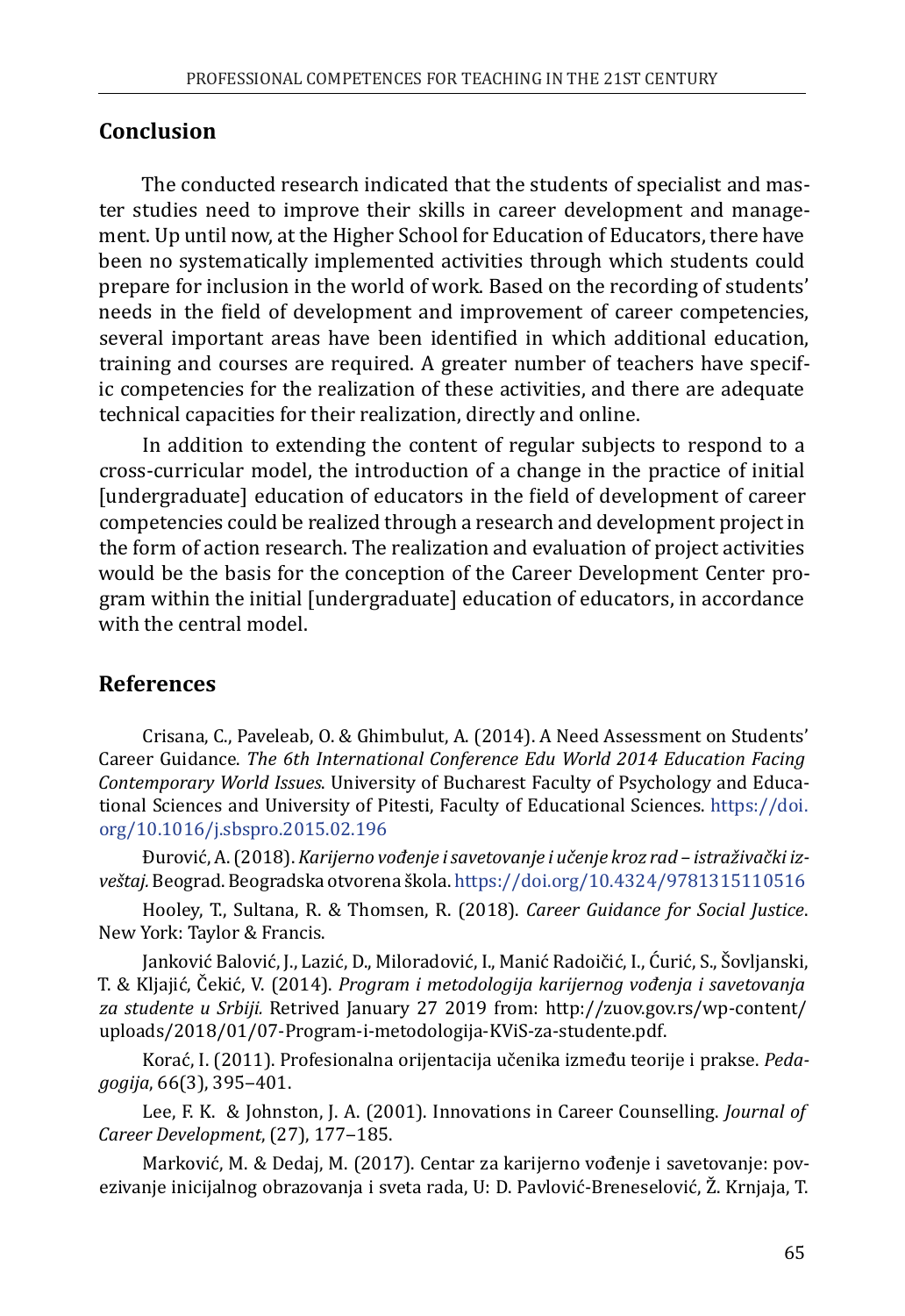## Conclusion

The conducted research indicated that the students of specialist and master studies need to improve their skills in career development and management. Up until now, at the Higher School for Education of Educators, there have been no systematically implemented activities through which students could prepare for inclusion in the world of work. Based on the recording of students' needs in the field of development and improvement of career competencies, several important areas have been identified in which additional education, training and courses are required. A greater number of teachers have specific competencies for the realization of these activities, and there are adequate technical capacities for their realization, directly and online.

In addition to extending the content of regular subjects to respond to a cross-curricular model, the introduction of a change in the practice of initial [undergraduate] education of educators in the field of development of career competencies could be realized through a research and development project in the form of action research. The realization and evaluation of project activities would be the basis for the conception of the Career Development Center program within the initial [undergraduate] education of educators, in accordance with the central model.

## References

Crisana, C., Paveleab, O. & Ghimbulut, A. (2014). A Need Assessment on Students' Career Guidance. *The 6th International Conference Edu World 2014 Education Facing Contemporary World Issues*. University of Bucharest Faculty of Psychology and Educational Sciences and University of Pitesti, Faculty of Educational Sciences. https://doi.org/10.1016/j.sbspro.2015.02.196

Đurović, A. (2018). *Karijerno vođenje i savetovanje i učenje kroz rad – istraživački izveštaj.* Beograd. Beogradska otvorena škola. https://doi.org/10.4324/9781315110516

Hooley, T., Sultana, R. & Thomsen, R. (2018). *Career Guidance for Social Justice*. New York: Taylor & Francis.

Janković Balović, J., Lazić, D., Miloradović, I., Manić Radoičić, I., Ćurić, S., Šovljanski, T. & Kljajić, Čekić, V. (2014). *Program i metodologija karijernog vođenja i savetovanja za studente u Srbiji.* Retrived January 27 2019 from: http://zuov.gov.rs/wp-content/uploads/2018/01/07-Program-i-metodologija-KViS-za-studente.pdf.

Korać, I. (2011). Profesionalna orijentacija učenika između teorije i prakse. *Pedagogija*, 66(3), 395–401.

Lee, F. K. & Johnston, J. A. (2001). Innovations in Career Counselling. *Journal of Career Development*, (27), 177–185.

Marković, M. & Dedaj, M. (2017). Centar za karijerno vođenje i savetovanje: povezivanje inicijalnog obrazovanja i sveta rada, U: D. Pavlović-Breneselović, Ž. Krnjaja, T.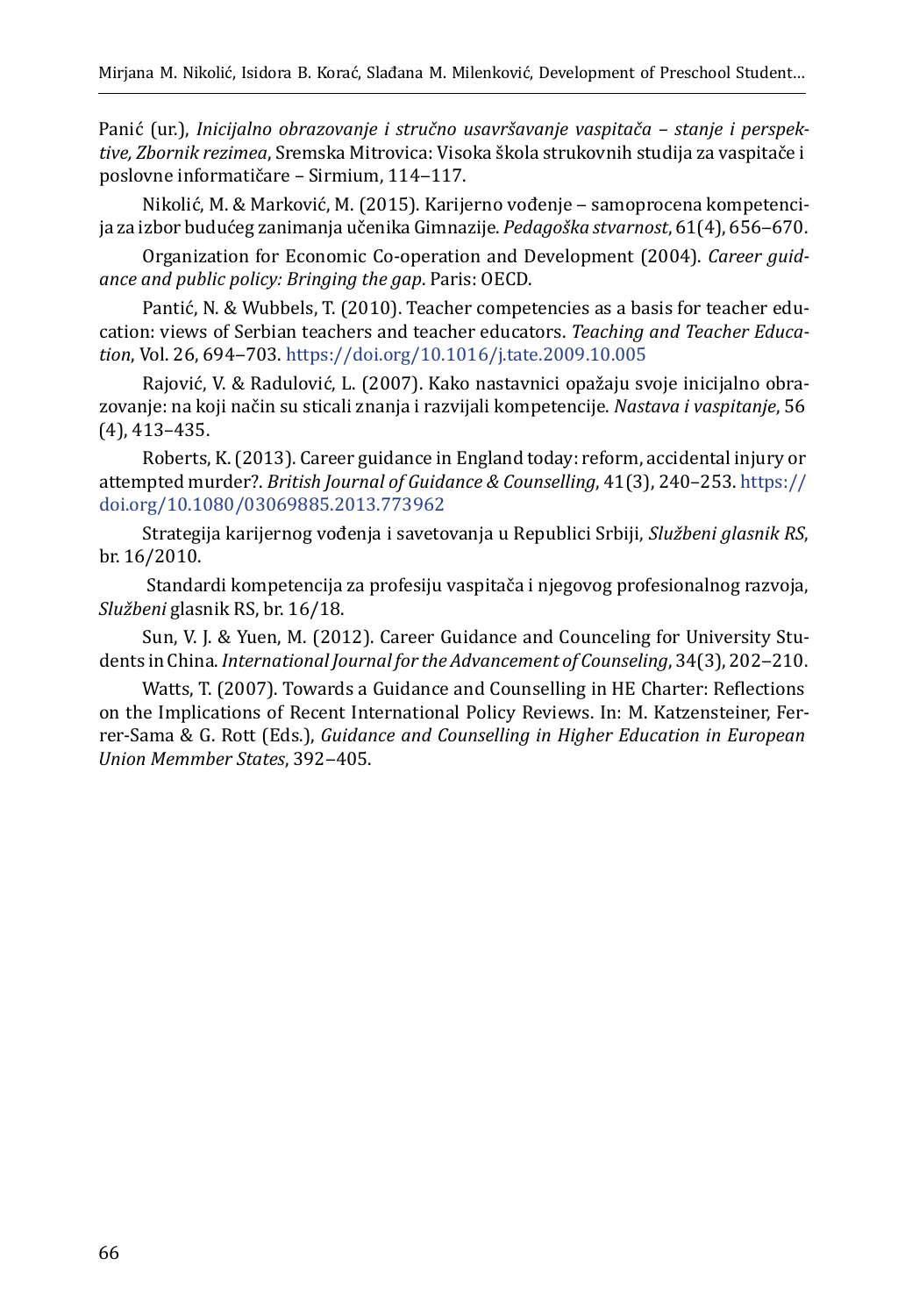Panić (ur.), *Inicijalno obrazovanje i stručno usavršavanje vaspitača – stanje i perspektive, Zbornik rezimea*, Sremska Mitrovica: Visoka škola strukovnih studija za vaspitače i poslovne informatičare – Sirmium, 114–117.

Nikolić, M. & Marković, M. (2015). Karijerno vođenje – samoprocena kompetencija za izbor budućeg zanimanja učenika Gimnazije. *Pedagoška stvarnost*, 61(4), 656–670.

Organization for Economic Co-operation and Development (2004). *Career guidance and public policy: Bringing the gap*. Paris: OECD.

Pantić, N. & Wubbels, T. (2010). Teacher competencies as a basis for teacher education: views of Serbian teachers and teacher educators. *Teaching and Teacher Education*, Vol. 26, 694–703. https://doi.org/10.1016/j.tate.2009.10.005

Rajović, V. & Radulović, L. (2007). Kako nastavnici opažaju svoje inicijalno obrazovanje: na koji način su sticali znanja i razvijali kompetencije. *Nastava i vaspitanje*, 56 (4), 413–435.

Roberts, K. (2013). Career guidance in England today: reform, accidental injury or attempted murder?. *British Journal of Guidance & Counselling*, 41(3), 240–253. https://doi.org/10.1080/03069885.2013.773962

Strategija karijernog vođenja i savetovanja u Republici Srbiji, *Službeni glasnik RS*, br. 16/2010.

Standardi kompetencija za profesiju vaspitača i njegovog profesionalnog razvoja, *Službeni* glasnik RS, br. 16/18.

Sun, V. J. & Yuen, M. (2012). Career Guidance and Counceling for University Students in China. *International Journal for the Advancement of Counseling*, 34(3), 202–210.

Watts, T. (2007). Towards a Guidance and Counselling in HE Charter: Reflections on the Implications of Recent International Policy Reviews. In: M. Katzensteiner, Ferrer-Sama & G. Rott (Eds.), *Guidance and Counselling in Higher Education in European Union Memmber States*, 392–405.